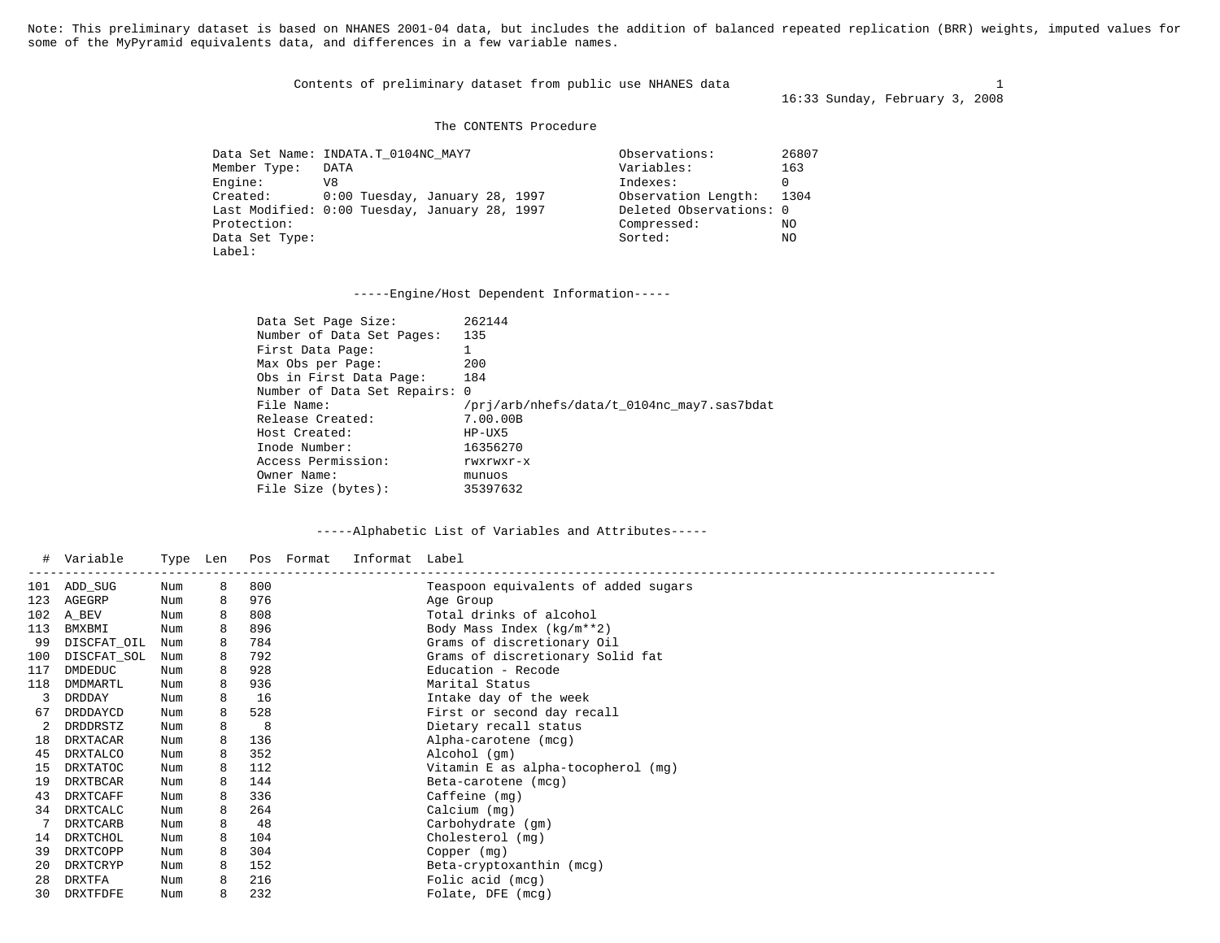Note: This preliminary dataset is based on NHANES 2001-04 data, but includes the addition of balanced repeated replication (BRR) weights, imputed values for some of the MyPyramid equivalents data, and differences in a few variable names.

Contents of preliminary dataset from public use NHANES data

16:33 Sunday, February 3, 2008

The CONTENTS Procedure

| | | | |
|---|---|---|---|
| Data Set Name: | INDATA.T_0104NC_MAY7 | Observations: | 26807 |
| Member Type: | DATA | Variables: | 163 |
| Engine: | V8 | Indexes: | 0 |
| Created: | 0:00 Tuesday, January 28, 1997 | Observation Length: | 1304 |
| Last Modified: | 0:00 Tuesday, January 28, 1997 | Deleted Observations: | 0 |
| Protection: | | Compressed: | NO |
| Data Set Type: | | Sorted: | NO |
| Label: | | | |

-----Engine/Host Dependent Information-----

| | |
|---|---|
| Data Set Page Size: | 262144 |
| Number of Data Set Pages: | 135 |
| First Data Page: | 1 |
| Max Obs per Page: | 200 |
| Obs in First Data Page: | 184 |
| Number of Data Set Repairs: | 0 |
| File Name: | /prj/arb/nhefs/data/t_0104nc_may7.sas7bdat |
| Release Created: | 7.00.00B |
| Host Created: | HP-UX5 |
| Inode Number: | 16356270 |
| Access Permission: | rwxrwxr-x |
| Owner Name: | munuos |
| File Size (bytes): | 35397632 |

-----Alphabetic List of Variables and Attributes-----

| # | Variable | Type | Len | Pos | Format | Informat | Label |
|---|---|---|---|---|---|---|---|
| 101 | ADD_SUG | Num | 8 | 800 | | | Teaspoon equivalents of added sugars |
| 123 | AGEGRP | Num | 8 | 976 | | | Age Group |
| 102 | A_BEV | Num | 8 | 808 | | | Total drinks of alcohol |
| 113 | BMXBMI | Num | 8 | 896 | | | Body Mass Index (kg/m**2) |
| 99 | DISCFAT_OIL | Num | 8 | 784 | | | Grams of discretionary Oil |
| 100 | DISCFAT_SOL | Num | 8 | 792 | | | Grams of discretionary Solid fat |
| 117 | DMDEDUC | Num | 8 | 928 | | | Education - Recode |
| 118 | DMDMARTL | Num | 8 | 936 | | | Marital Status |
| 3 | DRDDAY | Num | 8 | 16 | | | Intake day of the week |
| 67 | DRDDAYCD | Num | 8 | 528 | | | First or second day recall |
| 2 | DRDDRSTZ | Num | 8 | 8 | | | Dietary recall status |
| 18 | DRXTACAR | Num | 8 | 136 | | | Alpha-carotene (mcg) |
| 45 | DRXTALCO | Num | 8 | 352 | | | Alcohol (gm) |
| 15 | DRXTATOC | Num | 8 | 112 | | | Vitamin E as alpha-tocopherol (mg) |
| 19 | DRXTBCAR | Num | 8 | 144 | | | Beta-carotene (mcg) |
| 43 | DRXTCAFF | Num | 8 | 336 | | | Caffeine (mg) |
| 34 | DRXTCALC | Num | 8 | 264 | | | Calcium (mg) |
| 7 | DRXTCARB | Num | 8 | 48 | | | Carbohydrate (gm) |
| 14 | DRXTCHOL | Num | 8 | 104 | | | Cholesterol (mg) |
| 39 | DRXTCOPP | Num | 8 | 304 | | | Copper (mg) |
| 20 | DRXTCRYP | Num | 8 | 152 | | | Beta-cryptoxanthin (mcg) |
| 28 | DRXTFA | Num | 8 | 216 | | | Folic acid (mcg) |
| 30 | DRXTFDFE | Num | 8 | 232 | | | Folate, DFE (mcg) |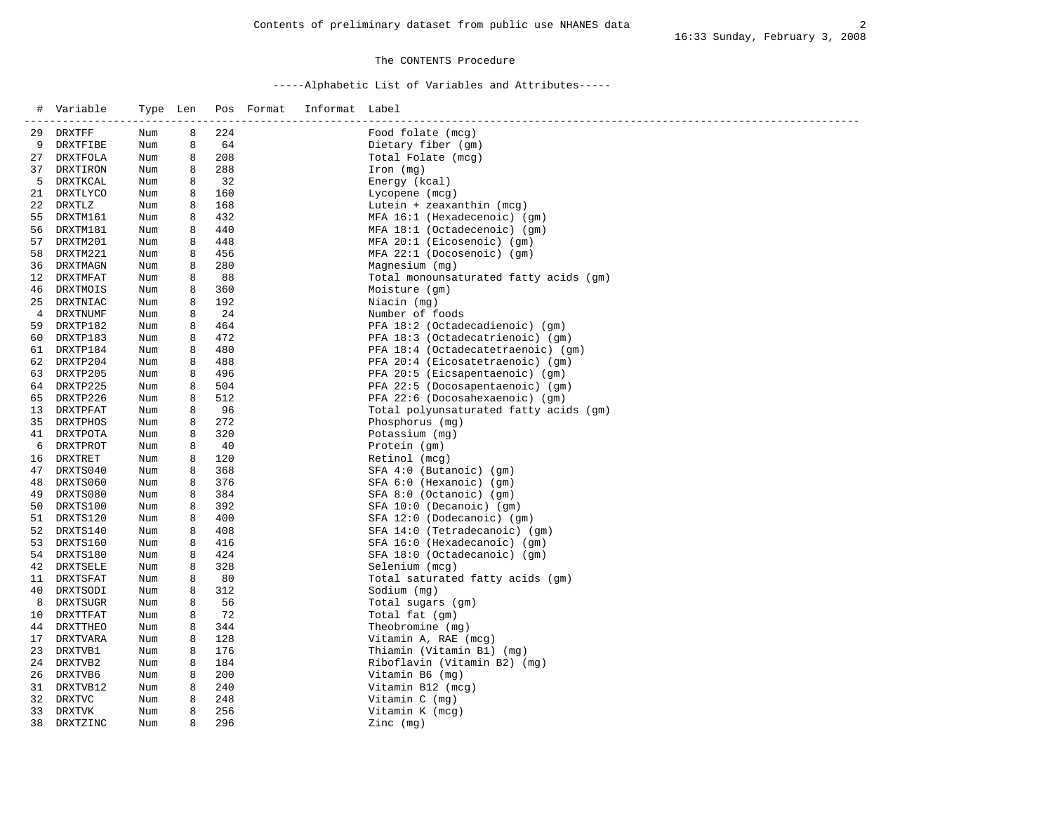Contents of preliminary dataset from public use NHANES data

The CONTENTS Procedure

-----Alphabetic List of Variables and Attributes-----

| # | Variable | Type | Len | Pos | Format | Informat | Label |
|---|---|---|---|---|---|---|---|
| 29 | DRXTFF | Num | 8 | 224 | | | Food folate (mcg) |
| 9 | DRXTFIBE | Num | 8 | 64 | | | Dietary fiber (gm) |
| 27 | DRXTFOLA | Num | 8 | 208 | | | Total Folate (mcg) |
| 37 | DRXTIRON | Num | 8 | 288 | | | Iron (mg) |
| 5 | DRXTKCAL | Num | 8 | 32 | | | Energy (kcal) |
| 21 | DRXTLYCO | Num | 8 | 160 | | | Lycopene (mcg) |
| 22 | DRXTLZ | Num | 8 | 168 | | | Lutein + zeaxanthin (mcg) |
| 55 | DRXTM161 | Num | 8 | 432 | | | MFA 16:1 (Hexadecenoic) (gm) |
| 56 | DRXTM181 | Num | 8 | 440 | | | MFA 18:1 (Octadecenoic) (gm) |
| 57 | DRXTM201 | Num | 8 | 448 | | | MFA 20:1 (Eicosenoic) (gm) |
| 58 | DRXTM221 | Num | 8 | 456 | | | MFA 22:1 (Docosenoic) (gm) |
| 36 | DRXTMAGN | Num | 8 | 280 | | | Magnesium (mg) |
| 12 | DRXTMFAT | Num | 8 | 88 | | | Total monounsaturated fatty acids (gm) |
| 46 | DRXTMOIS | Num | 8 | 360 | | | Moisture (gm) |
| 25 | DRXTNIAC | Num | 8 | 192 | | | Niacin (mg) |
| 4 | DRXTNUMF | Num | 8 | 24 | | | Number of foods |
| 59 | DRXTP182 | Num | 8 | 464 | | | PFA 18:2 (Octadecadienoic) (gm) |
| 60 | DRXTP183 | Num | 8 | 472 | | | PFA 18:3 (Octadecatrienoic) (gm) |
| 61 | DRXTP184 | Num | 8 | 480 | | | PFA 18:4 (Octadecatetraenoic) (gm) |
| 62 | DRXTP204 | Num | 8 | 488 | | | PFA 20:4 (Eicosatetraenoic) (gm) |
| 63 | DRXTP205 | Num | 8 | 496 | | | PFA 20:5 (Eicsapentaenoic) (gm) |
| 64 | DRXTP225 | Num | 8 | 504 | | | PFA 22:5 (Docosapentaenoic) (gm) |
| 65 | DRXTP226 | Num | 8 | 512 | | | PFA 22:6 (Docosahexaenoic) (gm) |
| 13 | DRXTPFAT | Num | 8 | 96 | | | Total polyunsaturated fatty acids (gm) |
| 35 | DRXTPHOS | Num | 8 | 272 | | | Phosphorus (mg) |
| 41 | DRXTPOTA | Num | 8 | 320 | | | Potassium (mg) |
| 6 | DRXTPROT | Num | 8 | 40 | | | Protein (gm) |
| 16 | DRXTRET | Num | 8 | 120 | | | Retinol (mcg) |
| 47 | DRXTS040 | Num | 8 | 368 | | | SFA 4:0 (Butanoic) (gm) |
| 48 | DRXTS060 | Num | 8 | 376 | | | SFA 6:0 (Hexanoic) (gm) |
| 49 | DRXTS080 | Num | 8 | 384 | | | SFA 8:0 (Octanoic) (gm) |
| 50 | DRXTS100 | Num | 8 | 392 | | | SFA 10:0 (Decanoic) (gm) |
| 51 | DRXTS120 | Num | 8 | 400 | | | SFA 12:0 (Dodecanoic) (gm) |
| 52 | DRXTS140 | Num | 8 | 408 | | | SFA 14:0 (Tetradecanoic) (gm) |
| 53 | DRXTS160 | Num | 8 | 416 | | | SFA 16:0 (Hexadecanoic) (gm) |
| 54 | DRXTS180 | Num | 8 | 424 | | | SFA 18:0 (Octadecanoic) (gm) |
| 42 | DRXTSELE | Num | 8 | 328 | | | Selenium (mcg) |
| 11 | DRXTSFAT | Num | 8 | 80 | | | Total saturated fatty acids (gm) |
| 40 | DRXTSODI | Num | 8 | 312 | | | Sodium (mg) |
| 8 | DRXTSUGR | Num | 8 | 56 | | | Total sugars (gm) |
| 10 | DRXTTFAT | Num | 8 | 72 | | | Total fat (gm) |
| 44 | DRXTTHEO | Num | 8 | 344 | | | Theobromine (mg) |
| 17 | DRXTVARA | Num | 8 | 128 | | | Vitamin A, RAE (mcg) |
| 23 | DRXTVB1 | Num | 8 | 176 | | | Thiamin (Vitamin B1) (mg) |
| 24 | DRXTVB2 | Num | 8 | 184 | | | Riboflavin (Vitamin B2) (mg) |
| 26 | DRXTVB6 | Num | 8 | 200 | | | Vitamin B6 (mg) |
| 31 | DRXTVB12 | Num | 8 | 240 | | | Vitamin B12 (mcg) |
| 32 | DRXTVC | Num | 8 | 248 | | | Vitamin C (mg) |
| 33 | DRXTVK | Num | 8 | 256 | | | Vitamin K (mcg) |
| 38 | DRXTZINC | Num | 8 | 296 | | | Zinc (mg) |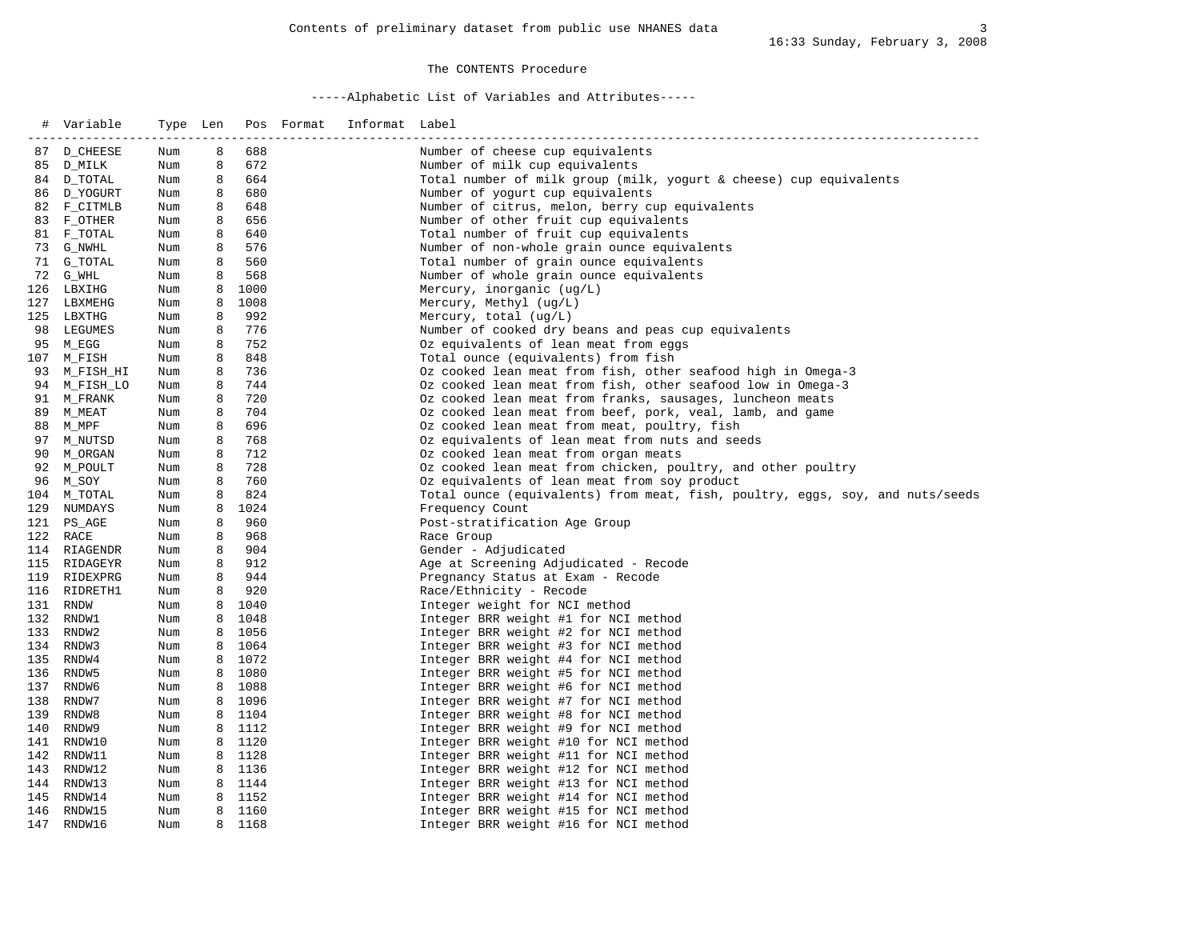Contents of preliminary dataset from public use NHANES data

16:33 Sunday, February 3, 2008

The CONTENTS Procedure

-----Alphabetic List of Variables and Attributes-----

| # | Variable | Type | Len | Pos | Format | Informat | Label |
|---|---|---|---|---|---|---|---|
| 87 | D_CHEESE | Num | 8 | 688 | | | Number of cheese cup equivalents |
| 85 | D_MILK | Num | 8 | 672 | | | Number of milk cup equivalents |
| 84 | D_TOTAL | Num | 8 | 664 | | | Total number of milk group (milk, yogurt & cheese) cup equivalents |
| 86 | D_YOGURT | Num | 8 | 680 | | | Number of yogurt cup equivalents |
| 82 | F_CITMLB | Num | 8 | 648 | | | Number of citrus, melon, berry cup equivalents |
| 83 | F_OTHER | Num | 8 | 656 | | | Number of other fruit cup equivalents |
| 81 | F_TOTAL | Num | 8 | 640 | | | Total number of fruit cup equivalents |
| 73 | G_NWHL | Num | 8 | 576 | | | Number of non-whole grain ounce equivalents |
| 71 | G_TOTAL | Num | 8 | 560 | | | Total number of grain ounce equivalents |
| 72 | G_WHL | Num | 8 | 568 | | | Number of whole grain ounce equivalents |
| 126 | LBXIHG | Num | 8 | 1000 | | | Mercury, inorganic (ug/L) |
| 127 | LBXMEHG | Num | 8 | 1008 | | | Mercury, Methyl (ug/L) |
| 125 | LBXTHG | Num | 8 | 992 | | | Mercury, total (ug/L) |
| 98 | LEGUMES | Num | 8 | 776 | | | Number of cooked dry beans and peas cup equivalents |
| 95 | M_EGG | Num | 8 | 752 | | | Oz equivalents of lean meat from eggs |
| 107 | M_FISH | Num | 8 | 848 | | | Total ounce (equivalents) from fish |
| 93 | M_FISH_HI | Num | 8 | 736 | | | Oz cooked lean meat from fish, other seafood high in Omega-3 |
| 94 | M_FISH_LO | Num | 8 | 744 | | | Oz cooked lean meat from fish, other seafood low in Omega-3 |
| 91 | M_FRANK | Num | 8 | 720 | | | Oz cooked lean meat from franks, sausages, luncheon meats |
| 89 | M_MEAT | Num | 8 | 704 | | | Oz cooked lean meat from beef, pork, veal, lamb, and game |
| 88 | M_MPF | Num | 8 | 696 | | | Oz cooked lean meat from meat, poultry, fish |
| 97 | M_NUTSD | Num | 8 | 768 | | | Oz equivalents of lean meat from nuts and seeds |
| 90 | M_ORGAN | Num | 8 | 712 | | | Oz cooked lean meat from organ meats |
| 92 | M_POULT | Num | 8 | 728 | | | Oz cooked lean meat from chicken, poultry, and other poultry |
| 96 | M_SOY | Num | 8 | 760 | | | Oz equivalents of lean meat from soy product |
| 104 | M_TOTAL | Num | 8 | 824 | | | Total ounce (equivalents) from meat, fish, poultry, eggs, soy, and nuts/seeds |
| 129 | NUMDAYS | Num | 8 | 1024 | | | Frequency Count |
| 121 | PS_AGE | Num | 8 | 960 | | | Post-stratification Age Group |
| 122 | RACE | Num | 8 | 968 | | | Race Group |
| 114 | RIAGENDR | Num | 8 | 904 | | | Gender - Adjudicated |
| 115 | RIDAGEYR | Num | 8 | 912 | | | Age at Screening Adjudicated - Recode |
| 119 | RIDEXPRG | Num | 8 | 944 | | | Pregnancy Status at Exam - Recode |
| 116 | RIDRETH1 | Num | 8 | 920 | | | Race/Ethnicity - Recode |
| 131 | RNDW | Num | 8 | 1040 | | | Integer weight for NCI method |
| 132 | RNDW1 | Num | 8 | 1048 | | | Integer BRR weight #1 for NCI method |
| 133 | RNDW2 | Num | 8 | 1056 | | | Integer BRR weight #2 for NCI method |
| 134 | RNDW3 | Num | 8 | 1064 | | | Integer BRR weight #3 for NCI method |
| 135 | RNDW4 | Num | 8 | 1072 | | | Integer BRR weight #4 for NCI method |
| 136 | RNDW5 | Num | 8 | 1080 | | | Integer BRR weight #5 for NCI method |
| 137 | RNDW6 | Num | 8 | 1088 | | | Integer BRR weight #6 for NCI method |
| 138 | RNDW7 | Num | 8 | 1096 | | | Integer BRR weight #7 for NCI method |
| 139 | RNDW8 | Num | 8 | 1104 | | | Integer BRR weight #8 for NCI method |
| 140 | RNDW9 | Num | 8 | 1112 | | | Integer BRR weight #9 for NCI method |
| 141 | RNDW10 | Num | 8 | 1120 | | | Integer BRR weight #10 for NCI method |
| 142 | RNDW11 | Num | 8 | 1128 | | | Integer BRR weight #11 for NCI method |
| 143 | RNDW12 | Num | 8 | 1136 | | | Integer BRR weight #12 for NCI method |
| 144 | RNDW13 | Num | 8 | 1144 | | | Integer BRR weight #13 for NCI method |
| 145 | RNDW14 | Num | 8 | 1152 | | | Integer BRR weight #14 for NCI method |
| 146 | RNDW15 | Num | 8 | 1160 | | | Integer BRR weight #15 for NCI method |
| 147 | RNDW16 | Num | 8 | 1168 | | | Integer BRR weight #16 for NCI method |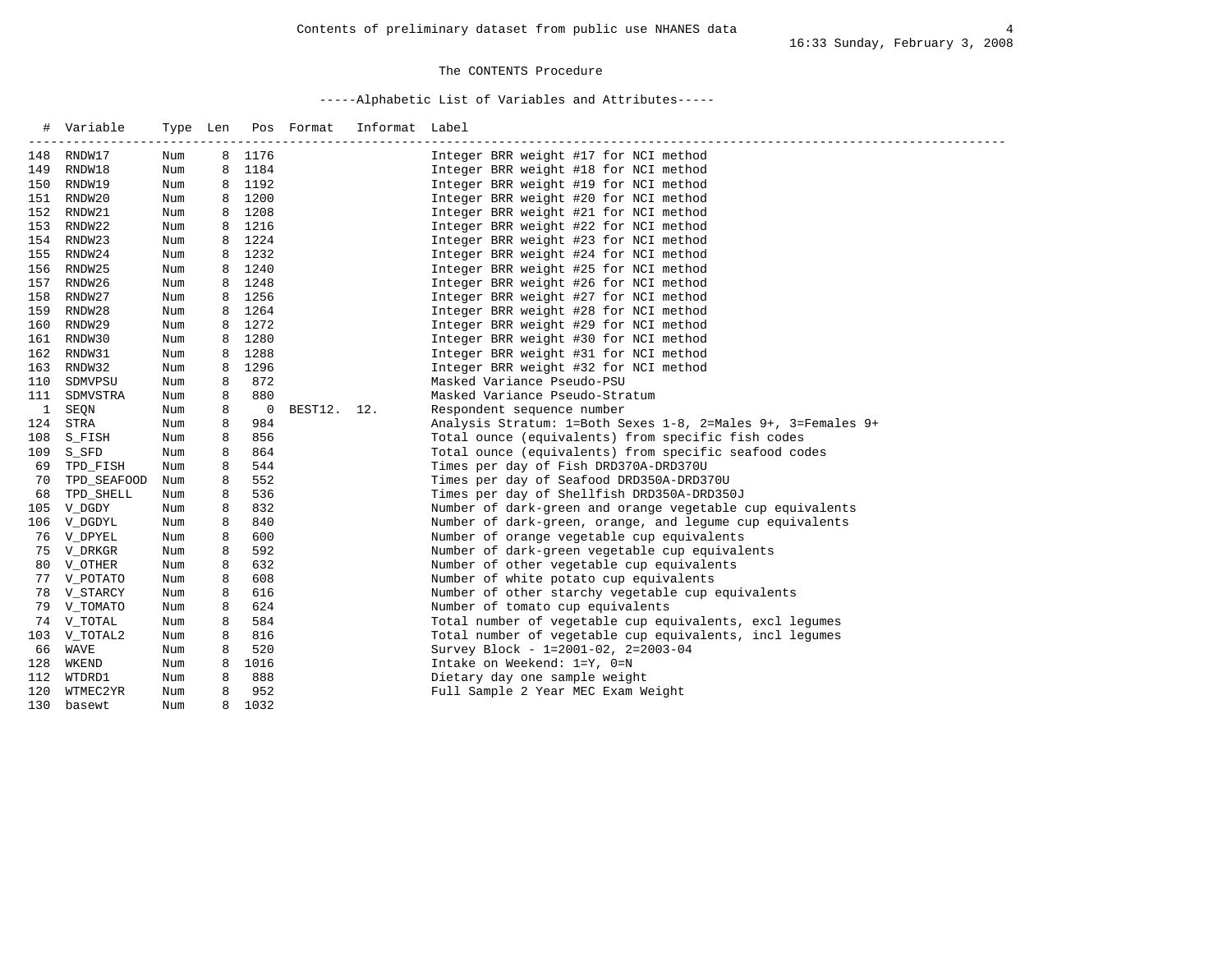Contents of preliminary dataset from public use NHANES data

16:33 Sunday, February 3, 2008

The CONTENTS Procedure

-----Alphabetic List of Variables and Attributes-----

| # | Variable | Type | Len | Pos | Format | Informat | Label |
|---|---|---|---|---|---|---|---|
| 148 | RNDW17 | Num | 8 | 1176 | | | Integer BRR weight #17 for NCI method |
| 149 | RNDW18 | Num | 8 | 1184 | | | Integer BRR weight #18 for NCI method |
| 150 | RNDW19 | Num | 8 | 1192 | | | Integer BRR weight #19 for NCI method |
| 151 | RNDW20 | Num | 8 | 1200 | | | Integer BRR weight #20 for NCI method |
| 152 | RNDW21 | Num | 8 | 1208 | | | Integer BRR weight #21 for NCI method |
| 153 | RNDW22 | Num | 8 | 1216 | | | Integer BRR weight #22 for NCI method |
| 154 | RNDW23 | Num | 8 | 1224 | | | Integer BRR weight #23 for NCI method |
| 155 | RNDW24 | Num | 8 | 1232 | | | Integer BRR weight #24 for NCI method |
| 156 | RNDW25 | Num | 8 | 1240 | | | Integer BRR weight #25 for NCI method |
| 157 | RNDW26 | Num | 8 | 1248 | | | Integer BRR weight #26 for NCI method |
| 158 | RNDW27 | Num | 8 | 1256 | | | Integer BRR weight #27 for NCI method |
| 159 | RNDW28 | Num | 8 | 1264 | | | Integer BRR weight #28 for NCI method |
| 160 | RNDW29 | Num | 8 | 1272 | | | Integer BRR weight #29 for NCI method |
| 161 | RNDW30 | Num | 8 | 1280 | | | Integer BRR weight #30 for NCI method |
| 162 | RNDW31 | Num | 8 | 1288 | | | Integer BRR weight #31 for NCI method |
| 163 | RNDW32 | Num | 8 | 1296 | | | Integer BRR weight #32 for NCI method |
| 110 | SDMVPSU | Num | 8 | 872 | | | Masked Variance Pseudo-PSU |
| 111 | SDMVSTRA | Num | 8 | 880 | | | Masked Variance Pseudo-Stratum |
| 1 | SEQN | Num | 8 | 0 | BEST12. | 12. | Respondent sequence number |
| 124 | STRA | Num | 8 | 984 | | | Analysis Stratum: 1=Both Sexes 1-8, 2=Males 9+, 3=Females 9+ |
| 108 | S_FISH | Num | 8 | 856 | | | Total ounce (equivalents) from specific fish codes |
| 109 | S_SFD | Num | 8 | 864 | | | Total ounce (equivalents) from specific seafood codes |
| 69 | TPD_FISH | Num | 8 | 544 | | | Times per day of Fish DRD370A-DRD370U |
| 70 | TPD_SEAFOOD | Num | 8 | 552 | | | Times per day of Seafood DRD350A-DRD370U |
| 68 | TPD_SHELL | Num | 8 | 536 | | | Times per day of Shellfish DRD350A-DRD350J |
| 105 | V_DGDY | Num | 8 | 832 | | | Number of dark-green and orange vegetable cup equivalents |
| 106 | V_DGDYL | Num | 8 | 840 | | | Number of dark-green, orange, and legume cup equivalents |
| 76 | V_DPYEL | Num | 8 | 600 | | | Number of orange vegetable cup equivalents |
| 75 | V_DRKGR | Num | 8 | 592 | | | Number of dark-green vegetable cup equivalents |
| 80 | V_OTHER | Num | 8 | 632 | | | Number of other vegetable cup equivalents |
| 77 | V_POTATO | Num | 8 | 608 | | | Number of white potato cup equivalents |
| 78 | V_STARCY | Num | 8 | 616 | | | Number of other starchy vegetable cup equivalents |
| 79 | V_TOMATO | Num | 8 | 624 | | | Number of tomato cup equivalents |
| 74 | V_TOTAL | Num | 8 | 584 | | | Total number of vegetable cup equivalents, excl legumes |
| 103 | V_TOTAL2 | Num | 8 | 816 | | | Total number of vegetable cup equivalents, incl legumes |
| 66 | WAVE | Num | 8 | 520 | | | Survey Block - 1=2001-02, 2=2003-04 |
| 128 | WKEND | Num | 8 | 1016 | | | Intake on Weekend: 1=Y, 0=N |
| 112 | WTDRD1 | Num | 8 | 888 | | | Dietary day one sample weight |
| 120 | WTMEC2YR | Num | 8 | 952 | | | Full Sample 2 Year MEC Exam Weight |
| 130 | basewt | Num | 8 | 1032 | | | |